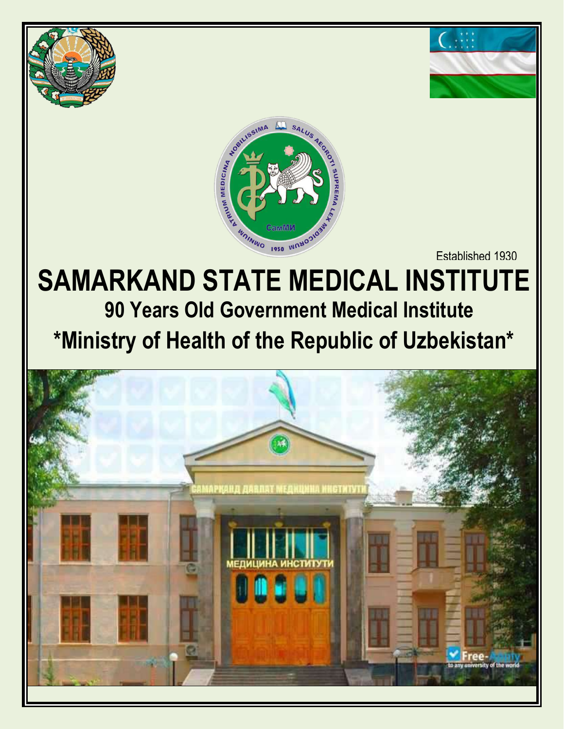Established 1930

# SAMARKAND STATE MEDICAL INSTITUTE

## 90 Years Old Government Medical Institute

## *Ministry of Health of the Republic of Uzbekistan*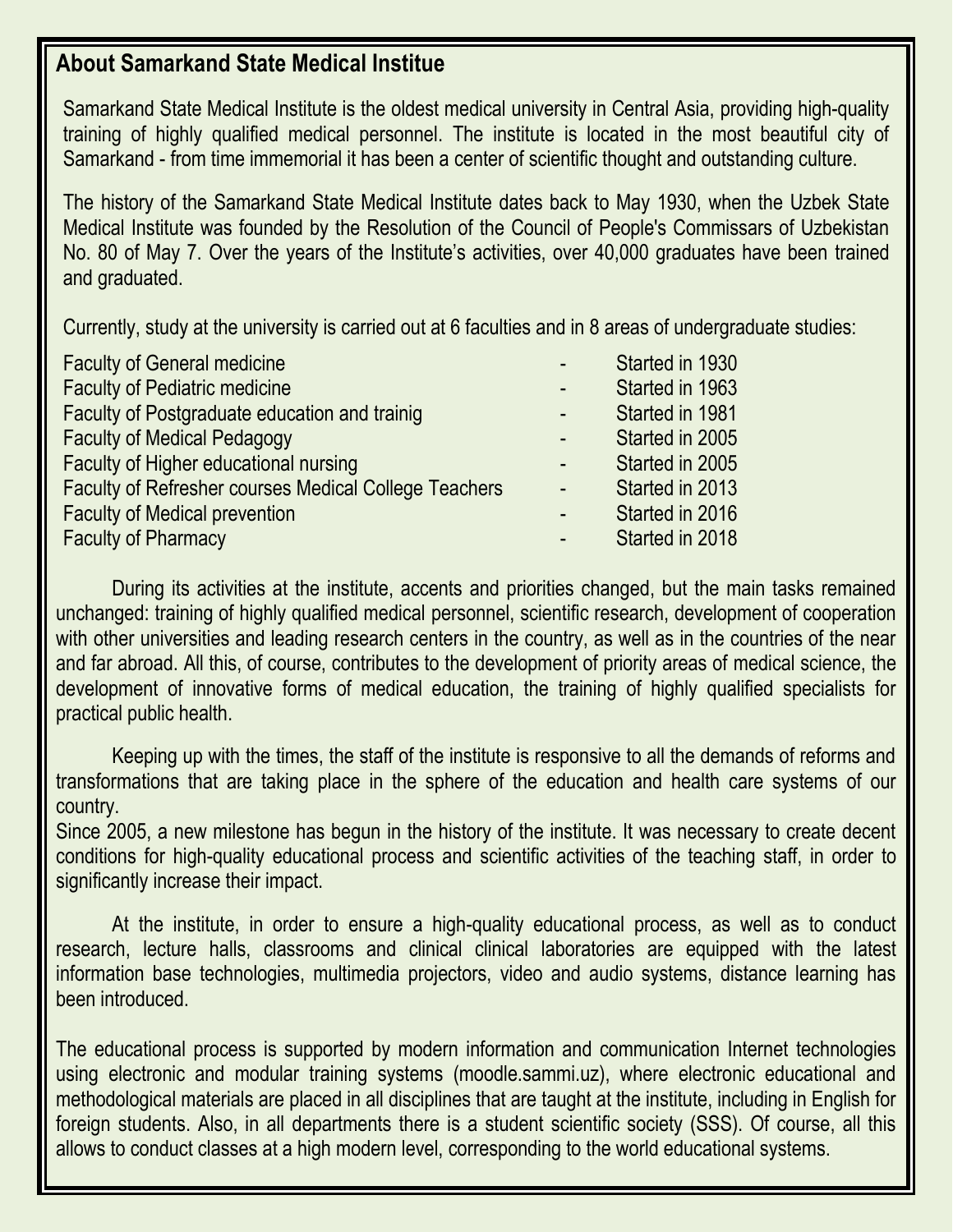## About Samarkand State Medical Institue

Samarkand State Medical Institute is the oldest medical university in Central Asia, providing high-quality training of highly qualified medical personnel. The institute is located in the most beautiful city of Samarkand - from time immemorial it has been a center of scientific thought and outstanding culture.

The history of the Samarkand State Medical Institute dates back to May 1930, when the Uzbek State Medical Institute was founded by the Resolution of the Council of People's Commissars of Uzbekistan No. 80 of May 7. Over the years of the Institute's activities, over 40,000 graduates have been trained and graduated.

Currently, study at the university is carried out at 6 faculties and in 8 areas of undergraduate studies:

| | | |
|---|---|---|
| Faculty of General medicine | - | Started in 1930 |
| Faculty of Pediatric medicine | - | Started in 1963 |
| Faculty of Postgraduate education and trainig | - | Started in 1981 |
| Faculty of Medical Pedagogy | - | Started in 2005 |
| Faculty of Higher educational nursing | - | Started in 2005 |
| Faculty of Refresher courses Medical College Teachers | - | Started in 2013 |
| Faculty of Medical prevention | - | Started in 2016 |
| Faculty of Pharmacy | - | Started in 2018 |

During its activities at the institute, accents and priorities changed, but the main tasks remained unchanged: training of highly qualified medical personnel, scientific research, development of cooperation with other universities and leading research centers in the country, as well as in the countries of the near and far abroad. All this, of course, contributes to the development of priority areas of medical science, the development of innovative forms of medical education, the training of highly qualified specialists for practical public health.

Keeping up with the times, the staff of the institute is responsive to all the demands of reforms and transformations that are taking place in the sphere of the education and health care systems of our country.
Since 2005, a new milestone has begun in the history of the institute. It was necessary to create decent conditions for high-quality educational process and scientific activities of the teaching staff, in order to significantly increase their impact.

At the institute, in order to ensure a high-quality educational process, as well as to conduct research, lecture halls, classrooms and clinical clinical laboratories are equipped with the latest information base technologies, multimedia projectors, video and audio systems, distance learning has been introduced.

The educational process is supported by modern information and communication Internet technologies using electronic and modular training systems (moodle.sammi.uz), where electronic educational and methodological materials are placed in all disciplines that are taught at the institute, including in English for foreign students. Also, in all departments there is a student scientific society (SSS). Of course, all this allows to conduct classes at a high modern level, corresponding to the world educational systems.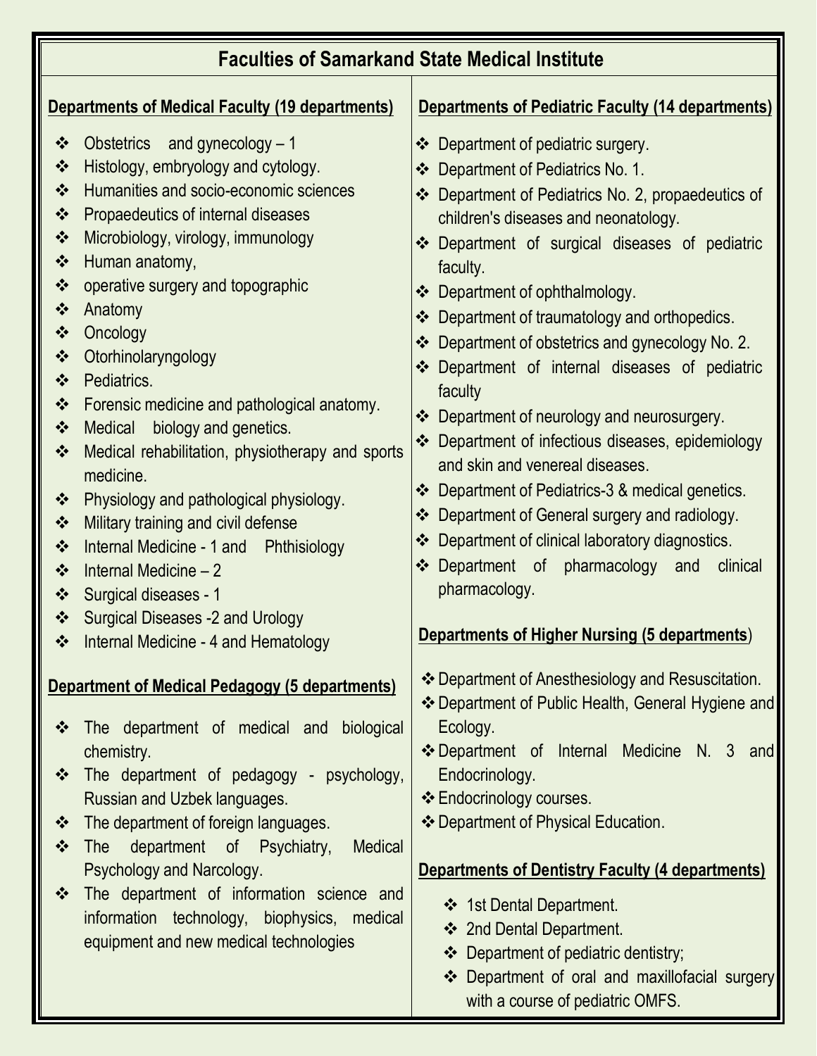# Faculties of Samarkand State Medical Institute

## Departments of Medical Faculty (19 departments)

- Obstetrics and gynecology – 1
- Histology, embryology and cytology.
- Humanities and socio-economic sciences
- Propaedeutics of internal diseases
- Microbiology, virology, immunology
- Human anatomy,
- operative surgery and topographic
- Anatomy
- Oncology
- Otorhinolaryngology
- Pediatrics.
- Forensic medicine and pathological anatomy.
- Medical biology and genetics.
- Medical rehabilitation, physiotherapy and sports medicine.
- Physiology and pathological physiology.
- Military training and civil defense
- Internal Medicine - 1 and Phthisiology
- Internal Medicine – 2
- Surgical diseases - 1
- Surgical Diseases -2 and Urology
- Internal Medicine - 4 and Hematology

## Department of Medical Pedagogy (5 departments)

- The department of medical and biological chemistry.
- The department of pedagogy - psychology, Russian and Uzbek languages.
- The department of foreign languages.
- The department of Psychiatry, Medical Psychology and Narcology.
- The department of information science and information technology, biophysics, medical equipment and new medical technologies

## Departments of Pediatric Faculty (14 departments)

- Department of pediatric surgery.
- Department of Pediatrics No. 1.
- Department of Pediatrics No. 2, propaedeutics of children's diseases and neonatology.
- Department of surgical diseases of pediatric faculty.
- Department of ophthalmology.
- Department of traumatology and orthopedics.
- Department of obstetrics and gynecology No. 2.
- Department of internal diseases of pediatric faculty
- Department of neurology and neurosurgery.
- Department of infectious diseases, epidemiology and skin and venereal diseases.
- Department of Pediatrics-3 & medical genetics.
- Department of General surgery and radiology.
- Department of clinical laboratory diagnostics.
- Department of pharmacology and clinical pharmacology.

## Departments of Higher Nursing (5 departments)

- Department of Anesthesiology and Resuscitation.
- Department of Public Health, General Hygiene and Ecology.
- Department of Internal Medicine N. 3 and Endocrinology.
- Endocrinology courses.
- Department of Physical Education.

## Departments of Dentistry Faculty (4 departments)

- 1st Dental Department.
- 2nd Dental Department.
- Department of pediatric dentistry;
- Department of oral and maxillofacial surgery with a course of pediatric OMFS.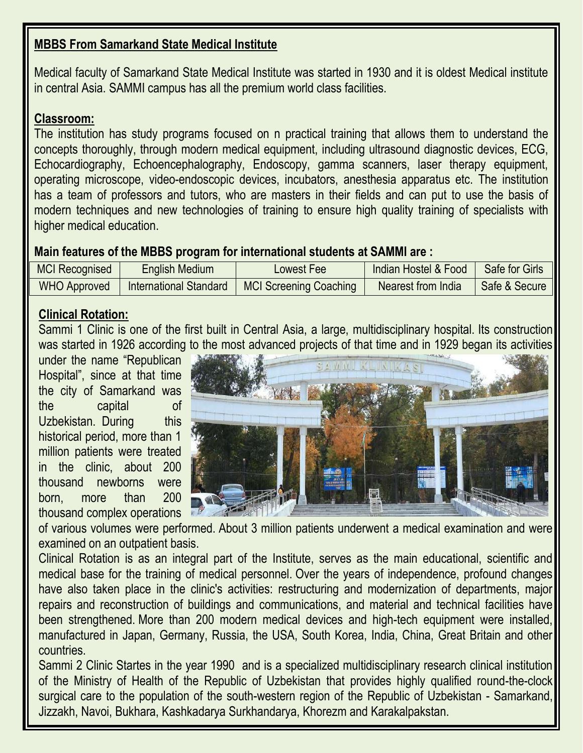## MBBS From Samarkand State Medical Institute

Medical faculty of Samarkand State Medical Institute was started in 1930 and it is oldest Medical institute in central Asia. SAMMI campus has all the premium world class facilities.

### Classroom:

The institution has study programs focused on n practical training that allows them to understand the concepts thoroughly, through modern medical equipment, including ultrasound diagnostic devices, ECG, Echocardiography, Echoencephalography, Endoscopy, gamma scanners, laser therapy equipment, operating microscope, video-endoscopic devices, incubators, anesthesia apparatus etc. The institution has a team of professors and tutors, who are masters in their fields and can put to use the basis of modern techniques and new technologies of training to ensure high quality training of specialists with higher medical education.

**Main features of the MBBS program for international students at SAMMI are :**

| MCI Recognised | English Medium | Lowest Fee | Indian Hostel & Food | Safe for Girls |
|---|---|---|---|---|
| WHO Approved | International Standard | MCI Screening Coaching | Nearest from India | Safe & Secure |

### Clinical Rotation:

Sammi 1 Clinic is one of the first built in Central Asia, a large, multidisciplinary hospital. Its construction was started in 1926 according to the most advanced projects of that time and in 1929 began its activities under the name "Republican Hospital", since at that time the city of Samarkand was the capital of Uzbekistan. During this historical period, more than 1 million patients were treated in the clinic, about 200 thousand newborns were born, more than 200 thousand complex operations of various volumes were performed. About 3 million patients underwent a medical examination and were examined on an outpatient basis.

Clinical Rotation is as an integral part of the Institute, serves as the main educational, scientific and medical base for the training of medical personnel. Over the years of independence, profound changes have also taken place in the clinic's activities: restructuring and modernization of departments, major repairs and reconstruction of buildings and communications, and material and technical facilities have been strengthened. More than 200 modern medical devices and high-tech equipment were installed, manufactured in Japan, Germany, Russia, the USA, South Korea, India, China, Great Britain and other countries.

Sammi 2 Clinic Startes in the year 1990 and is a specialized multidisciplinary research clinical institution of the Ministry of Health of the Republic of Uzbekistan that provides highly qualified round-the-clock surgical care to the population of the south-western region of the Republic of Uzbekistan - Samarkand, Jizzakh, Navoi, Bukhara, Kashkadarya Surkhandarya, Khorezm and Karakalpakstan.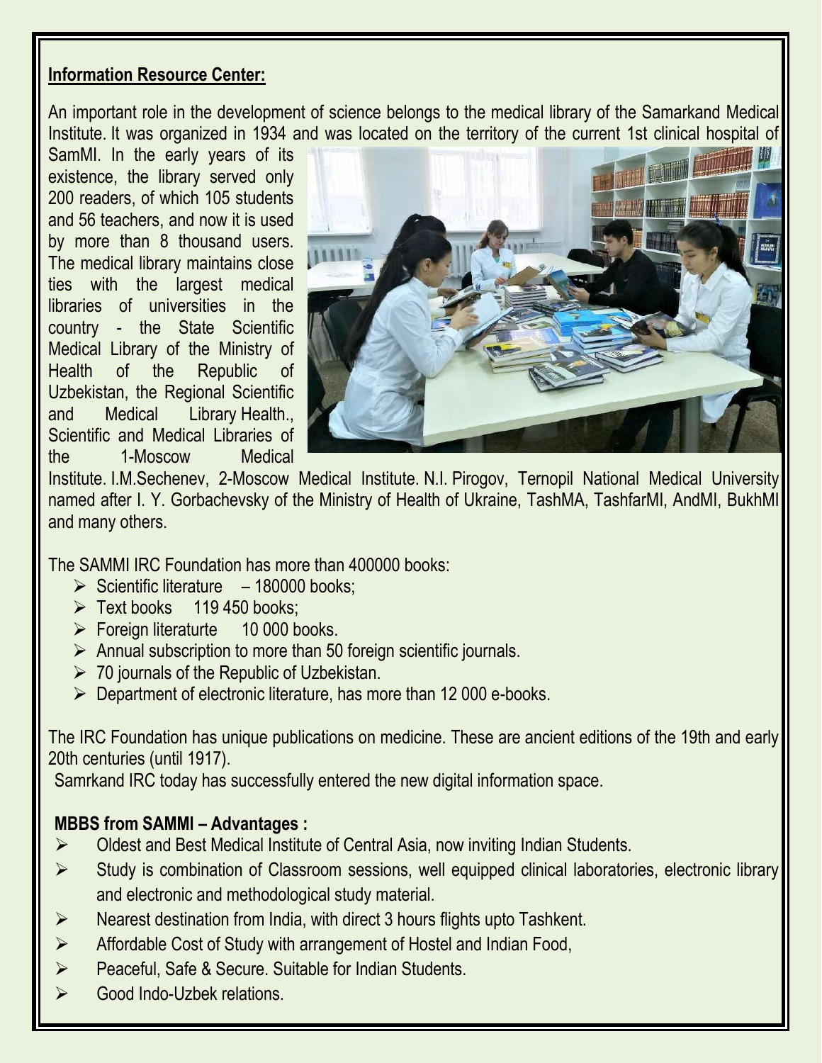**Information Resource Center:**

An important role in the development of science belongs to the medical library of the Samarkand Medical Institute. It was organized in 1934 and was located on the territory of the current 1st clinical hospital of SamMI. In the early years of its existence, the library served only 200 readers, of which 105 students and 56 teachers, and now it is used by more than 8 thousand users. The medical library maintains close ties with the largest medical libraries of universities in the country - the State Scientific Medical Library of the Ministry of Health of the Republic of Uzbekistan, the Regional Scientific and Medical Library Health., Scientific and Medical Libraries of the 1-Moscow Medical Institute. I.M.Sechenev, 2-Moscow Medical Institute. N.I. Pirogov, Ternopil National Medical University named after I. Y. Gorbachevsky of the Ministry of Health of Ukraine, TashMA, TashfarMI, AndMI, BukhMI and many others.

The SAMMI IRC Foundation has more than 400000 books:

- Scientific literature – 180000 books;
- Text books 119 450 books;
- Foreign literaturte 10 000 books.
- Annual subscription to more than 50 foreign scientific journals.
- 70 journals of the Republic of Uzbekistan.
- Department of electronic literature, has more than 12 000 e-books.

The IRC Foundation has unique publications on medicine. These are ancient editions of the 19th and early 20th centuries (until 1917).

Samrkand IRC today has successfully entered the new digital information space.

**MBBS from SAMMI – Advantages :**

- Oldest and Best Medical Institute of Central Asia, now inviting Indian Students.
- Study is combination of Classroom sessions, well equipped clinical laboratories, electronic library and electronic and methodological study material.
- Nearest destination from India, with direct 3 hours flights upto Tashkent.
- Affordable Cost of Study with arrangement of Hostel and Indian Food,
- Peaceful, Safe & Secure. Suitable for Indian Students.
- Good Indo-Uzbek relations.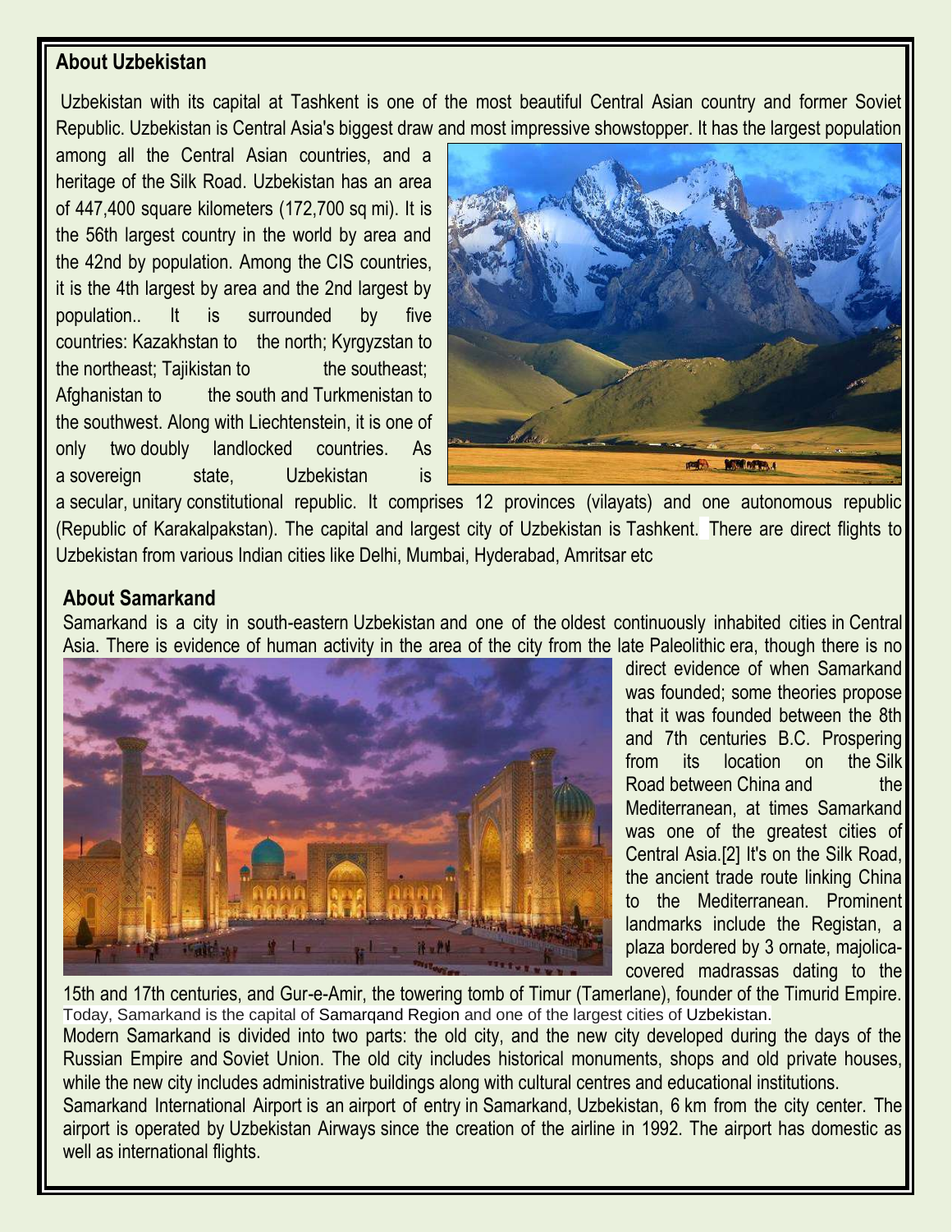## About Uzbekistan

Uzbekistan with its capital at Tashkent is one of the most beautiful Central Asian country and former Soviet Republic. Uzbekistan is Central Asia's biggest draw and most impressive showstopper. It has the largest population among all the Central Asian countries, and a heritage of the Silk Road. Uzbekistan has an area of 447,400 square kilometers (172,700 sq mi). It is the 56th largest country in the world by area and the 42nd by population. Among the CIS countries, it is the 4th largest by area and the 2nd largest by population.. It is surrounded by five countries: Kazakhstan to the north; Kyrgyzstan to the northeast; Tajikistan to the southeast; Afghanistan to the south and Turkmenistan to the southwest. Along with Liechtenstein, it is one of only two doubly landlocked countries. As a sovereign state, Uzbekistan is a secular, unitary constitutional republic. It comprises 12 provinces (vilayats) and one autonomous republic (Republic of Karakalpakstan). The capital and largest city of Uzbekistan is Tashkent. There are direct flights to Uzbekistan from various Indian cities like Delhi, Mumbai, Hyderabad, Amritsar etc

## About Samarkand

Samarkand is a city in south-eastern Uzbekistan and one of the oldest continuously inhabited cities in Central Asia. There is evidence of human activity in the area of the city from the late Paleolithic era, though there is no direct evidence of when Samarkand was founded; some theories propose that it was founded between the 8th and 7th centuries B.C. Prospering from its location on the Silk Road between China and the Mediterranean, at times Samarkand was one of the greatest cities of Central Asia.[2] It's on the Silk Road, the ancient trade route linking China to the Mediterranean. Prominent landmarks include the Registan, a plaza bordered by 3 ornate, majolica-covered madrassas dating to the 15th and 17th centuries, and Gur-e-Amir, the towering tomb of Timur (Tamerlane), founder of the Timurid Empire. Today, Samarkand is the capital of Samarqand Region and one of the largest cities of Uzbekistan.

Modern Samarkand is divided into two parts: the old city, and the new city developed during the days of the Russian Empire and Soviet Union. The old city includes historical monuments, shops and old private houses, while the new city includes administrative buildings along with cultural centres and educational institutions.

Samarkand International Airport is an airport of entry in Samarkand, Uzbekistan, 6 km from the city center. The airport is operated by Uzbekistan Airways since the creation of the airline in 1992. The airport has domestic as well as international flights.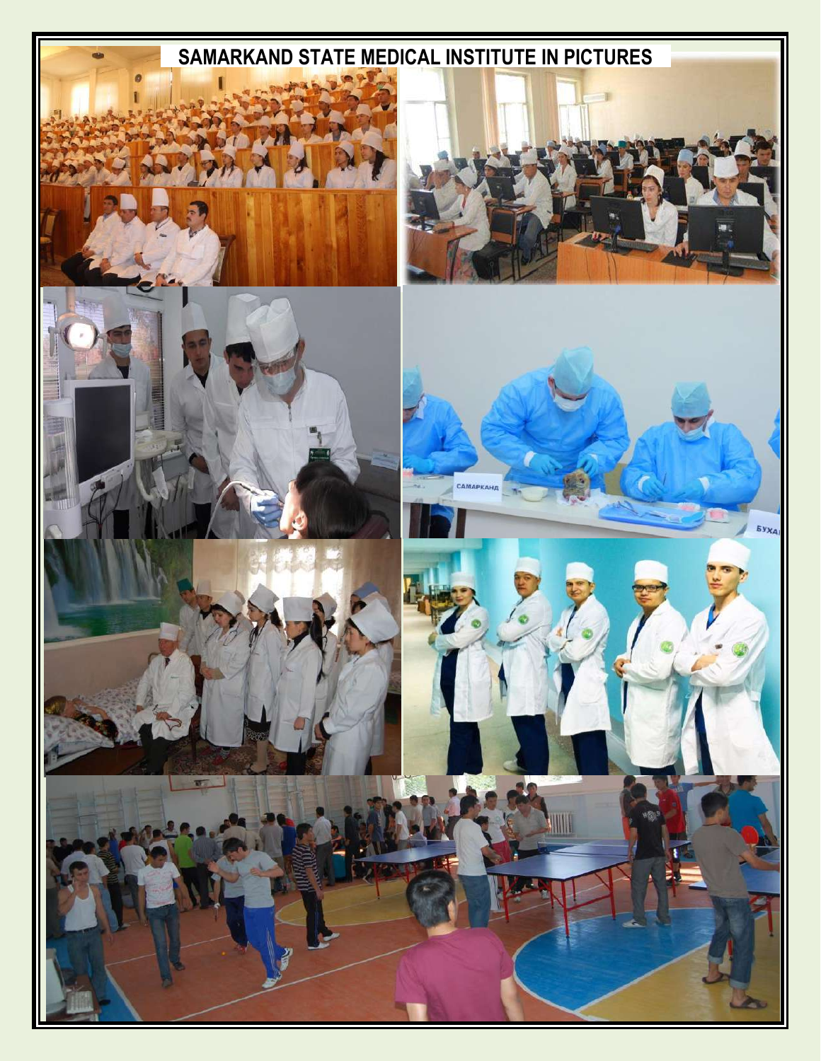# SAMARKAND STATE MEDICAL INSTITUTE IN PICTURES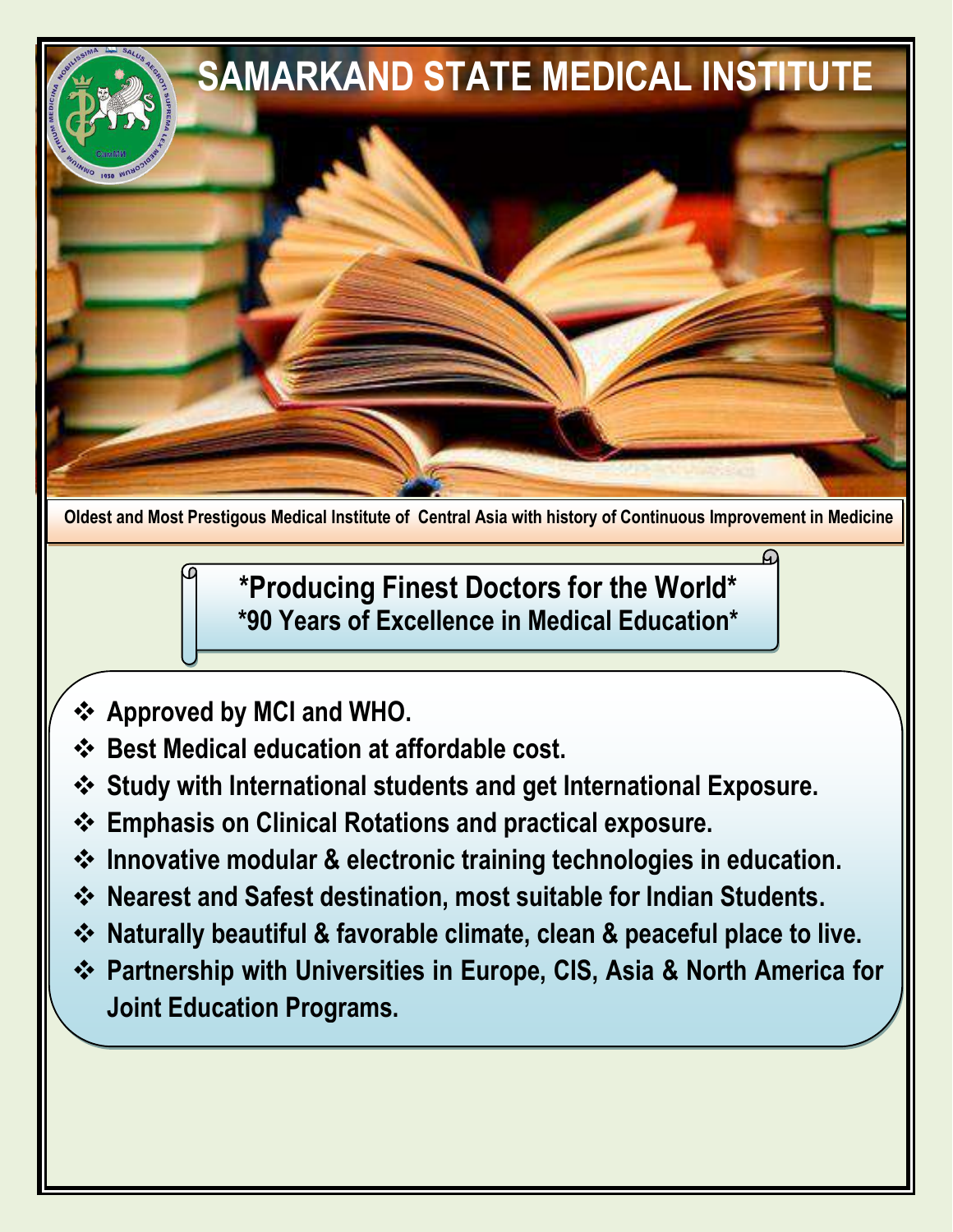# SAMARKAND STATE MEDICAL INSTITUTE

**Oldest and Most Prestigous Medical Institute of Central Asia with history of Continuous Improvement in Medicine**

**\*Producing Finest Doctors for the World\***
**\*90 Years of Excellence in Medical Education\***

- **Approved by MCI and WHO.**
- **Best Medical education at affordable cost.**
- **Study with International students and get International Exposure.**
- **Emphasis on Clinical Rotations and practical exposure.**
- **Innovative modular & electronic training technologies in education.**
- **Nearest and Safest destination, most suitable for Indian Students.**
- **Naturally beautiful & favorable climate, clean & peaceful place to live.**
- **Partnership with Universities in Europe, CIS, Asia & North America for Joint Education Programs.**